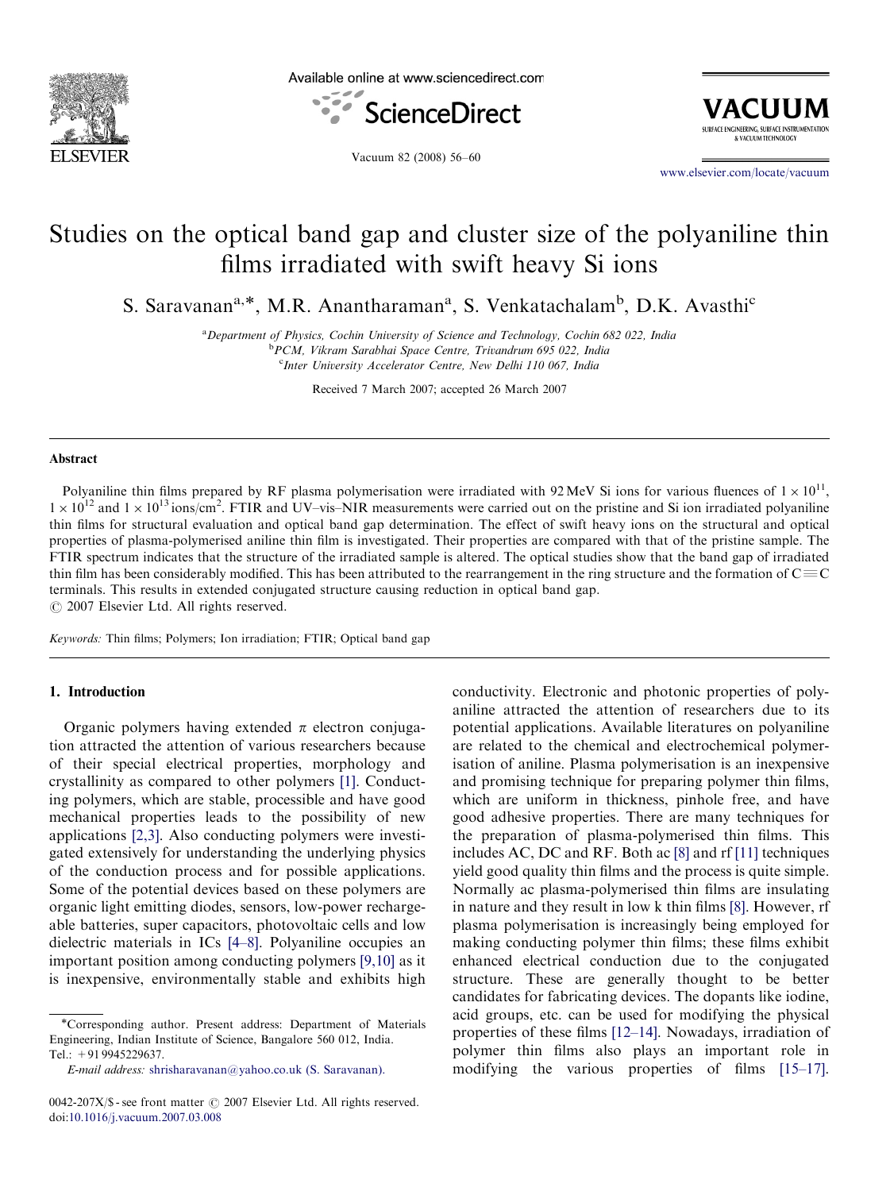# Studies on the optical band gap and cluster size of the polyaniline thin films irradiated with swift heavy Si ions

S. Saravanan[a,*], M.R. Anantharaman[a], S. Venkatachalam[b], D.K. Avasthi[c]

[a]Department of Physics, Cochin University of Science and Technology, Cochin 682 022, India
[b]PCM, Vikram Sarabhai Space Centre, Trivandrum 695 022, India
[c]Inter University Accelerator Centre, New Delhi 110 067, India

Received 7 March 2007; accepted 26 March 2007

## Abstract

Polyaniline thin films prepared by RF plasma polymerisation were irradiated with 92 MeV Si ions for various fluences of $1 \times 10^{11}$, $1 \times 10^{12}$ and $1 \times 10^{13}$ ions/cm$^2$. FTIR and UV–vis–NIR measurements were carried out on the pristine and Si ion irradiated polyaniline thin films for structural evaluation and optical band gap determination. The effect of swift heavy ions on the structural and optical properties of plasma-polymerised aniline thin film is investigated. Their properties are compared with that of the pristine sample. The FTIR spectrum indicates that the structure of the irradiated sample is altered. The optical studies show that the band gap of irradiated thin film has been considerably modified. This has been attributed to the rearrangement in the ring structure and the formation of C≡C terminals. This results in extended conjugated structure causing reduction in optical band gap.

© 2007 Elsevier Ltd. All rights reserved.

*Keywords:* Thin films; Polymers; Ion irradiation; FTIR; Optical band gap

## 1. Introduction

Organic polymers having extended π electron conjugation attracted the attention of various researchers because of their special electrical properties, morphology and crystallinity as compared to other polymers [1]. Conducting polymers, which are stable, processible and have good mechanical properties leads to the possibility of new applications [2,3]. Also conducting polymers were investigated extensively for understanding the underlying physics of the conduction process and for possible applications. Some of the potential devices based on these polymers are organic light emitting diodes, sensors, low-power rechargeable batteries, super capacitors, photovoltaic cells and low dielectric materials in ICs [4–8]. Polyaniline occupies an important position among conducting polymers [9,10] as it is inexpensive, environmentally stable and exhibits high conductivity. Electronic and photonic properties of polyaniline attracted the attention of researchers due to its potential applications. Available literatures on polyaniline are related to the chemical and electrochemical polymerisation of aniline. Plasma polymerisation is an inexpensive and promising technique for preparing polymer thin films, which are uniform in thickness, pinhole free, and have good adhesive properties. There are many techniques for the preparation of plasma-polymerised thin films. This includes AC, DC and RF. Both ac [8] and rf [11] techniques yield good quality thin films and the process is quite simple. Normally ac plasma-polymerised thin films are insulating in nature and they result in low k thin films [8]. However, rf plasma polymerisation is increasingly being employed for making conducting polymer thin films; these films exhibit enhanced electrical conduction due to the conjugated structure. These are generally thought to be better candidates for fabricating devices. The dopants like iodine, acid groups, etc. can be used for modifying the physical properties of these films [12–14]. Nowadays, irradiation of polymer thin films also plays an important role in modifying the various properties of films [15–17].

*Corresponding author. Present address: Department of Materials Engineering, Indian Institute of Science, Bangalore 560 012, India. Tel.: +91 9945229637.
*E-mail address:* shrisharavanan@yahoo.co.uk (S. Saravanan).

0042-207X/$ - see front matter © 2007 Elsevier Ltd. All rights reserved.
doi:10.1016/j.vacuum.2007.03.008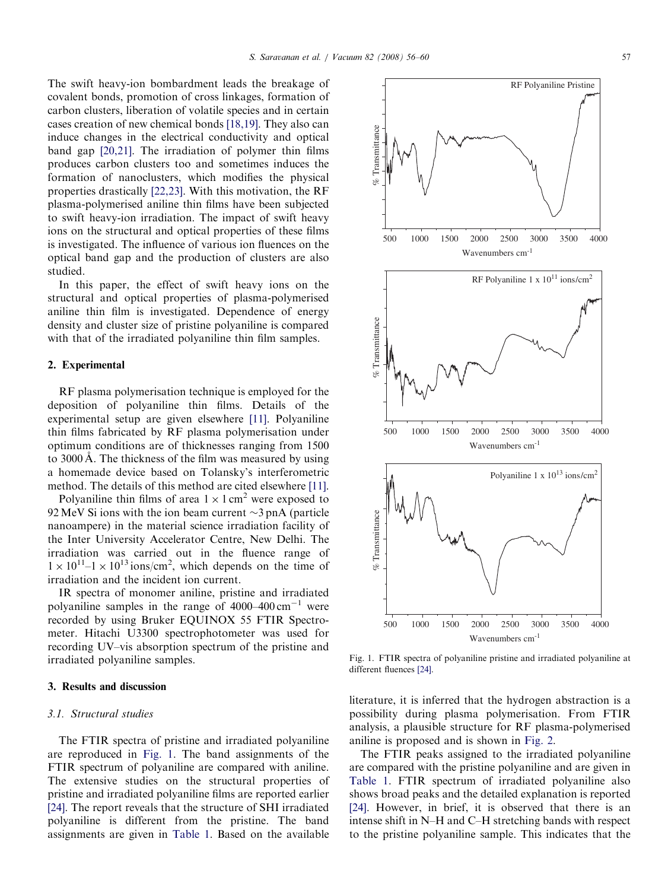The swift heavy-ion bombardment leads the breakage of covalent bonds, promotion of cross linkages, formation of carbon clusters, liberation of volatile species and in certain cases creation of new chemical bonds [18,19]. They also can induce changes in the electrical conductivity and optical band gap [20,21]. The irradiation of polymer thin films produces carbon clusters too and sometimes induces the formation of nanoclusters, which modifies the physical properties drastically [22,23]. With this motivation, the RF plasma-polymerised aniline thin films have been subjected to swift heavy-ion irradiation. The impact of swift heavy ions on the structural and optical properties of these films is investigated. The influence of various ion fluences on the optical band gap and the production of clusters are also studied.

In this paper, the effect of swift heavy ions on the structural and optical properties of plasma-polymerised aniline thin film is investigated. Dependence of energy density and cluster size of pristine polyaniline is compared with that of the irradiated polyaniline thin film samples.

## 2. Experimental

RF plasma polymerisation technique is employed for the deposition of polyaniline thin films. Details of the experimental setup are given elsewhere [11]. Polyaniline thin films fabricated by RF plasma polymerisation under optimum conditions are of thicknesses ranging from 1500 to 3000 Å. The thickness of the film was measured by using a homemade device based on Tolansky's interferometric method. The details of this method are cited elsewhere [11].

Polyaniline thin films of area $1 \times 1\,\text{cm}^2$ were exposed to 92 MeV Si ions with the ion beam current ~3 pnA (particle nanoampere) in the material science irradiation facility of the Inter University Accelerator Centre, New Delhi. The irradiation was carried out in the fluence range of $1 \times 10^{11}$–$1 \times 10^{13}\,\text{ions/cm}^2$, which depends on the time of irradiation and the incident ion current.

IR spectra of monomer aniline, pristine and irradiated polyaniline samples in the range of 4000–400 $\text{cm}^{-1}$ were recorded by using Bruker EQUINOX 55 FTIR Spectrometer. Hitachi U3300 spectrophotometer was used for recording UV–vis absorption spectrum of the pristine and irradiated polyaniline samples.

Fig. 1. FTIR spectra of polyaniline pristine and irradiated polyaniline at different fluences [24].

## 3. Results and discussion

### 3.1. Structural studies

The FTIR spectra of pristine and irradiated polyaniline are reproduced in Fig. 1. The band assignments of the FTIR spectrum of polyaniline are compared with aniline. The extensive studies on the structural properties of pristine and irradiated polyaniline films are reported earlier [24]. The report reveals that the structure of SHI irradiated polyaniline is different from the pristine. The band assignments are given in Table 1. Based on the available literature, it is inferred that the hydrogen abstraction is a possibility during plasma polymerisation. From FTIR analysis, a plausible structure for RF plasma-polymerised aniline is proposed and is shown in Fig. 2.

The FTIR peaks assigned to the irradiated polyaniline are compared with the pristine polyaniline and are given in Table 1. FTIR spectrum of irradiated polyaniline also shows broad peaks and the detailed explanation is reported [24]. However, in brief, it is observed that there is an intense shift in N–H and C–H stretching bands with respect to the pristine polyaniline sample. This indicates that the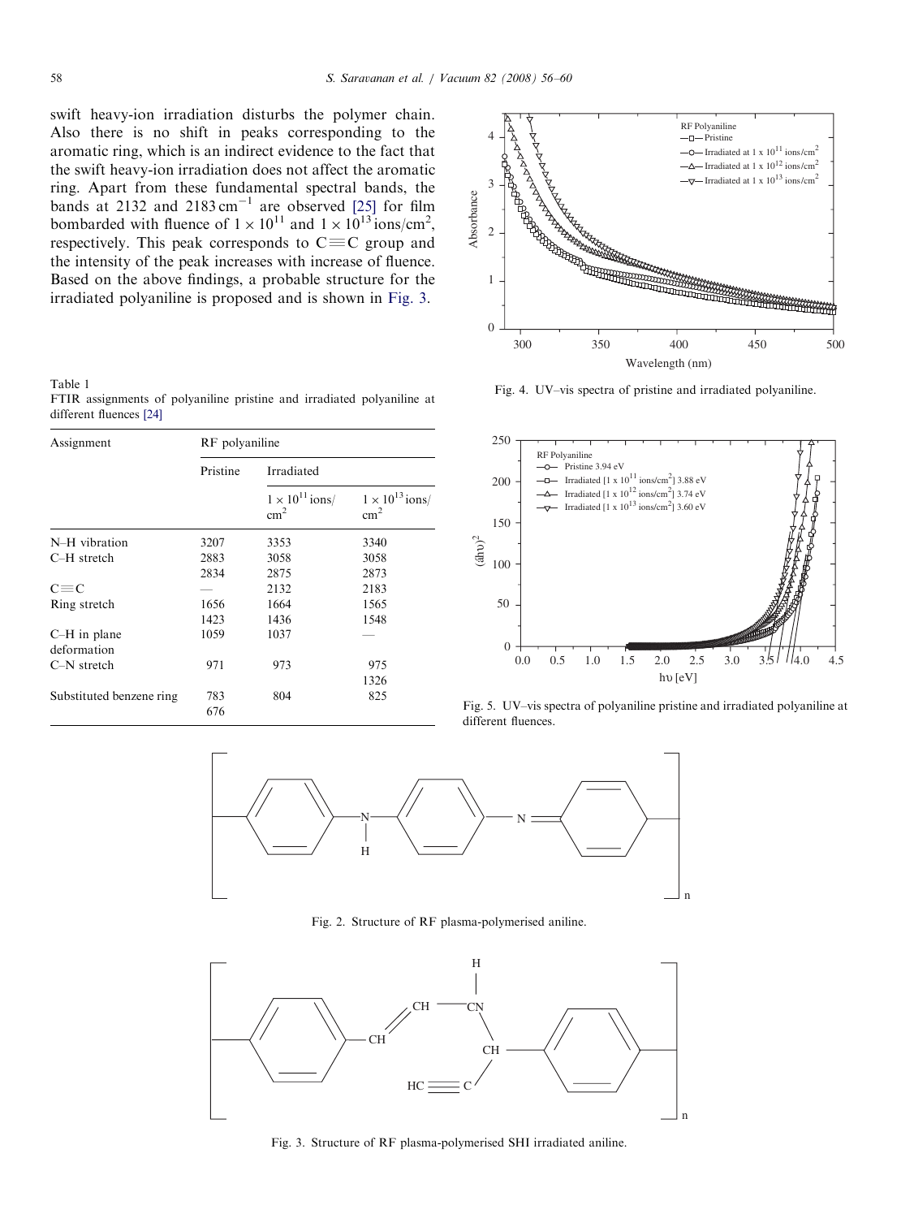swift heavy-ion irradiation disturbs the polymer chain. Also there is no shift in peaks corresponding to the aromatic ring, which is an indirect evidence to the fact that the swift heavy-ion irradiation does not affect the aromatic ring. Apart from these fundamental spectral bands, the bands at 2132 and 2183 $cm^{-1}$ are observed [25] for film bombarded with fluence of $1 \times 10^{11}$ and $1 \times 10^{13}$ ions/cm$^2$, respectively. This peak corresponds to C≡C group and the intensity of the peak increases with increase of fluence. Based on the above findings, a probable structure for the irradiated polyaniline is proposed and is shown in Fig. 3.

Table 1
FTIR assignments of polyaniline pristine and irradiated polyaniline at different fluences [24]

| Assignment | RF polyaniline | | |
|---|---|---|---|
| | Pristine | Irradiated | |
| | | $1 \times 10^{11}$ ions/cm$^2$ | $1 \times 10^{13}$ ions/cm$^2$ |
| N–H vibration | 3207 | 3353 | 3340 |
| C–H stretch | 2883 | 3058 | 3058 |
| | 2834 | 2875 | 2873 |
| C≡C | — | 2132 | 2183 |
| Ring stretch | 1656 | 1664 | 1565 |
| | 1423 | 1436 | 1548 |
| C–H in plane deformation | 1059 | 1037 | — |
| C–N stretch | 971 | 973 | 975 |
| | | | 1326 |
| Substituted benzene ring | 783 | 804 | 825 |
| | 676 | | |

Fig. 4. UV–vis spectra of pristine and irradiated polyaniline.

Fig. 5. UV–vis spectra of polyaniline pristine and irradiated polyaniline at different fluences.

Fig. 2. Structure of RF plasma-polymerised aniline.

Fig. 3. Structure of RF plasma-polymerised SHI irradiated aniline.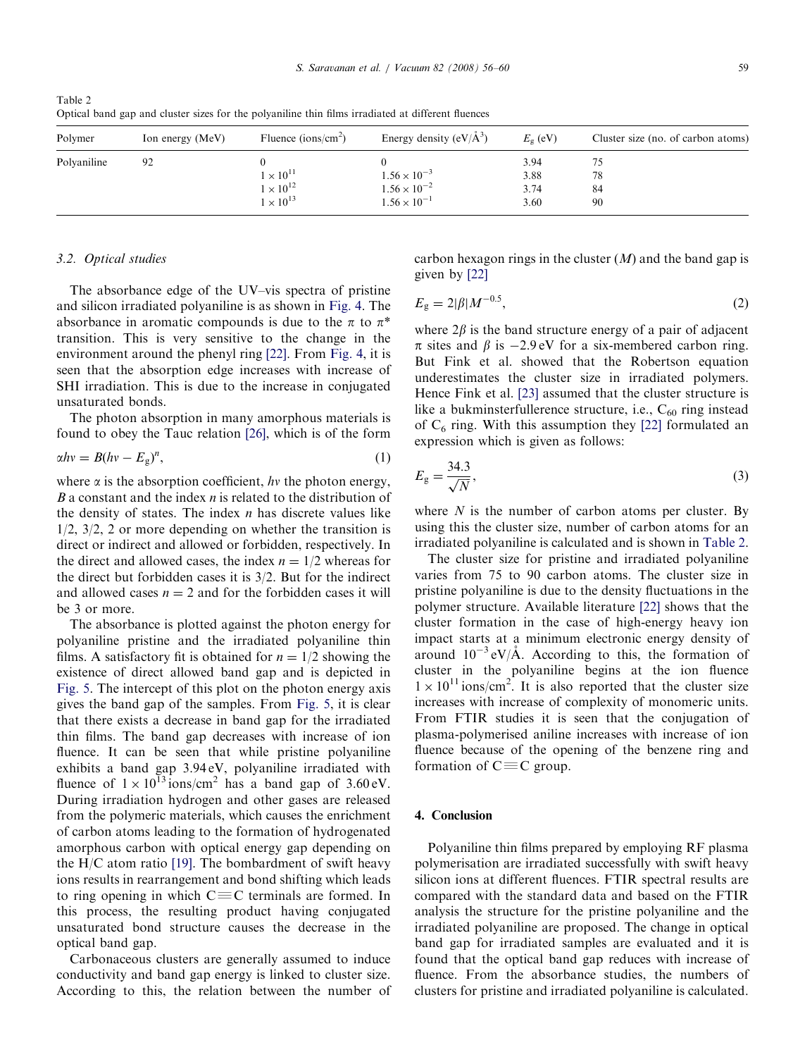Table 2
Optical band gap and cluster sizes for the polyaniline thin films irradiated at different fluences

| Polymer | Ion energy (MeV) | Fluence (ions/cm$^2$) | Energy density (eV/Å$^3$) | $E_g$ (eV) | Cluster size (no. of carbon atoms) |
|---|---|---|---|---|---|
| Polyaniline | 92 | 0 | 0 | 3.94 | 75 |
| | | $1 \times 10^{11}$ | $1.56 \times 10^{-3}$ | 3.88 | 78 |
| | | $1 \times 10^{12}$ | $1.56 \times 10^{-2}$ | 3.74 | 84 |
| | | $1 \times 10^{13}$ | $1.56 \times 10^{-1}$ | 3.60 | 90 |

### 3.2. Optical studies

The absorbance edge of the UV–vis spectra of pristine and silicon irradiated polyaniline is as shown in Fig. 4. The absorbance in aromatic compounds is due to the $\pi$ to $\pi^*$ transition. This is very sensitive to the change in the environment around the phenyl ring [22]. From Fig. 4, it is seen that the absorption edge increases with increase of SHI irradiation. This is due to the increase in conjugated unsaturated bonds.

The photon absorption in many amorphous materials is found to obey the Tauc relation [26], which is of the form

$$\alpha h\nu = B(h\nu - E_g)^n, \tag{1}$$

where $\alpha$ is the absorption coefficient, $h\nu$ the photon energy, $B$ a constant and the index $n$ is related to the distribution of the density of states. The index $n$ has discrete values like 1/2, 3/2, 2 or more depending on whether the transition is direct or indirect and allowed or forbidden, respectively. In the direct and allowed cases, the index $n = 1/2$ whereas for the direct but forbidden cases it is 3/2. But for the indirect and allowed cases $n = 2$ and for the forbidden cases it will be 3 or more.

The absorbance is plotted against the photon energy for polyaniline pristine and the irradiated polyaniline thin films. A satisfactory fit is obtained for $n = 1/2$ showing the existence of direct allowed band gap and is depicted in Fig. 5. The intercept of this plot on the photon energy axis gives the band gap of the samples. From Fig. 5, it is clear that there exists a decrease in band gap for the irradiated thin films. The band gap decreases with increase of ion fluence. It can be seen that while pristine polyaniline exhibits a band gap 3.94 eV, polyaniline irradiated with fluence of $1 \times 10^{13}$ ions/cm$^2$ has a band gap of 3.60 eV. During irradiation hydrogen and other gases are released from the polymeric materials, which causes the enrichment of carbon atoms leading to the formation of hydrogenated amorphous carbon with optical energy gap depending on the H/C atom ratio [19]. The bombardment of swift heavy ions results in rearrangement and bond shifting which leads to ring opening in which C$\equiv$C terminals are formed. In this process, the resulting product having conjugated unsaturated bond structure causes the decrease in the optical band gap.

Carbonaceous clusters are generally assumed to induce conductivity and band gap energy is linked to cluster size. According to this, the relation between the number of carbon hexagon rings in the cluster ($M$) and the band gap is given by [22]

$$E_g = 2|\beta|M^{-0.5}, \tag{2}$$

where $2\beta$ is the band structure energy of a pair of adjacent $\pi$ sites and $\beta$ is $-2.9$ eV for a six-membered carbon ring. But Fink et al. showed that the Robertson equation underestimates the cluster size in irradiated polymers. Hence Fink et al. [23] assumed that the cluster structure is like a bukminsterfullerence structure, i.e., $C_{60}$ ring instead of $C_6$ ring. With this assumption they [22] formulated an expression which is given as follows:

$$E_g = \frac{34.3}{\sqrt{N}}, \tag{3}$$

where $N$ is the number of carbon atoms per cluster. By using this the cluster size, number of carbon atoms for an irradiated polyaniline is calculated and is shown in Table 2.

The cluster size for pristine and irradiated polyaniline varies from 75 to 90 carbon atoms. The cluster size in pristine polyaniline is due to the density fluctuations in the polymer structure. Available literature [22] shows that the cluster formation in the case of high-energy heavy ion impact starts at a minimum electronic energy density of around $10^{-3}$ eV/Å. According to this, the formation of cluster in the polyaniline begins at the ion fluence $1 \times 10^{11}$ ions/cm$^2$. It is also reported that the cluster size increases with increase of complexity of monomeric units. From FTIR studies it is seen that the conjugation of plasma-polymerised aniline increases with increase of ion fluence because of the opening of the benzene ring and formation of C$\equiv$C group.

## 4. Conclusion

Polyaniline thin films prepared by employing RF plasma polymerisation are irradiated successfully with swift heavy silicon ions at different fluences. FTIR spectral results are compared with the standard data and based on the FTIR analysis the structure for the pristine polyaniline and the irradiated polyaniline are proposed. The change in optical band gap for irradiated samples are evaluated and it is found that the optical band gap reduces with increase of fluence. From the absorbance studies, the numbers of clusters for pristine and irradiated polyaniline is calculated.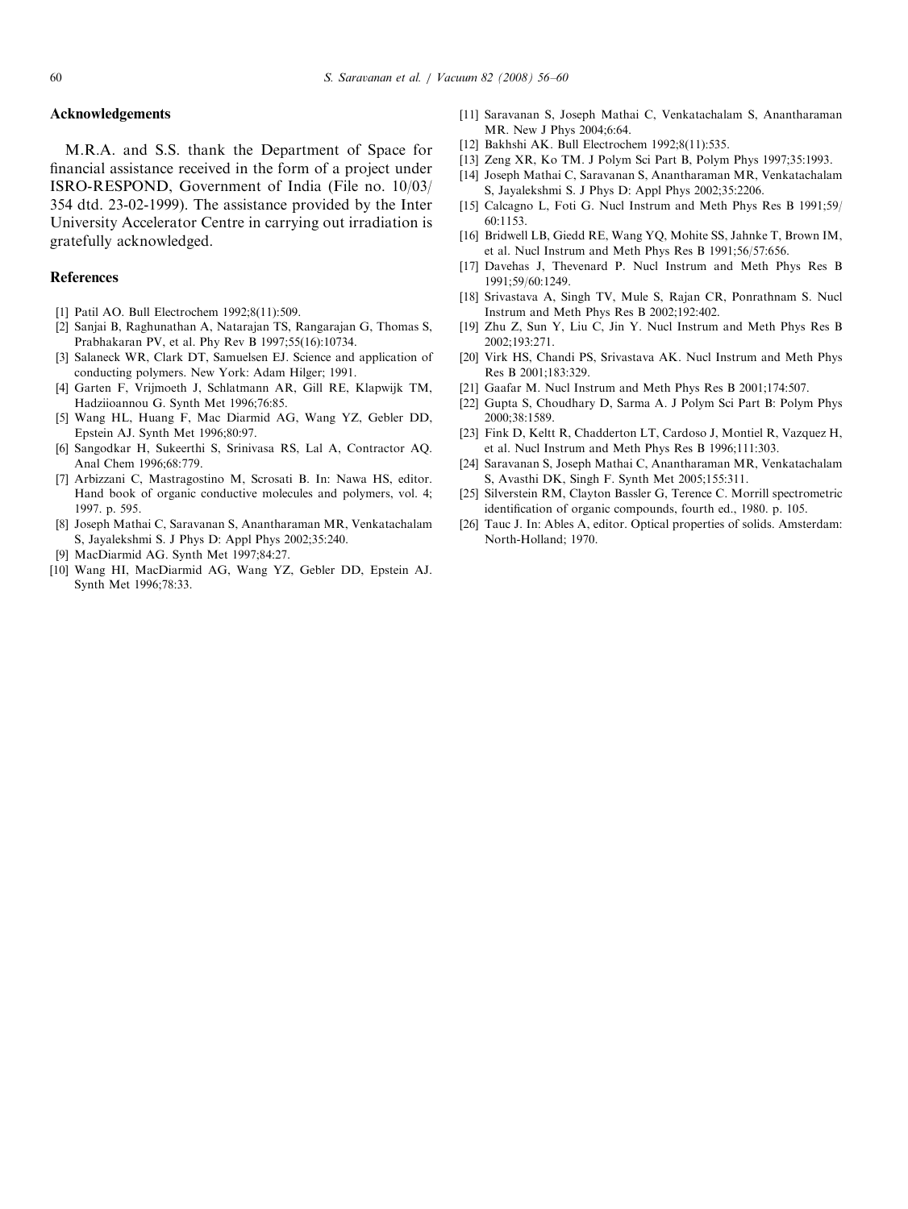## Acknowledgements

M.R.A. and S.S. thank the Department of Space for financial assistance received in the form of a project under ISRO-RESPOND, Government of India (File no. 10/03/354 dtd. 23-02-1999). The assistance provided by the Inter University Accelerator Centre in carrying out irradiation is gratefully acknowledged.

## References

[1] Patil AO. Bull Electrochem 1992;8(11):509.

[2] Sanjai B, Raghunathan A, Natarajan TS, Rangarajan G, Thomas S, Prabhakaran PV, et al. Phy Rev B 1997;55(16):10734.

[3] Salaneck WR, Clark DT, Samuelsen EJ. Science and application of conducting polymers. New York: Adam Hilger; 1991.

[4] Garten F, Vrijmoeth J, Schlatmann AR, Gill RE, Klapwijk TM, Hadziioannou G. Synth Met 1996;76:85.

[5] Wang HL, Huang F, Mac Diarmid AG, Wang YZ, Gebler DD, Epstein AJ. Synth Met 1996;80:97.

[6] Sangodkar H, Sukeerthi S, Srinivasa RS, Lal A, Contractor AQ. Anal Chem 1996;68:779.

[7] Arbizzani C, Mastragostino M, Scrosati B. In: Nawa HS, editor. Hand book of organic conductive molecules and polymers, vol. 4; 1997. p. 595.

[8] Joseph Mathai C, Saravanan S, Anantharaman MR, Venkatachalam S, Jayalekshmi S. J Phys D: Appl Phys 2002;35:240.

[9] MacDiarmid AG. Synth Met 1997;84:27.

[10] Wang HI, MacDiarmid AG, Wang YZ, Gebler DD, Epstein AJ. Synth Met 1996;78:33.

[11] Saravanan S, Joseph Mathai C, Venkatachalam S, Anantharaman MR. New J Phys 2004;6:64.

[12] Bakhshi AK. Bull Electrochem 1992;8(11):535.

[13] Zeng XR, Ko TM. J Polym Sci Part B, Polym Phys 1997;35:1993.

[14] Joseph Mathai C, Saravanan S, Anantharaman MR, Venkatachalam S, Jayalekshmi S. J Phys D: Appl Phys 2002;35:2206.

[15] Calcagno L, Foti G. Nucl Instrum and Meth Phys Res B 1991;59/60:1153.

[16] Bridwell LB, Giedd RE, Wang YQ, Mohite SS, Jahnke T, Brown IM, et al. Nucl Instrum and Meth Phys Res B 1991;56/57:656.

[17] Davehas J, Thevenard P. Nucl Instrum and Meth Phys Res B 1991;59/60:1249.

[18] Srivastava A, Singh TV, Mule S, Rajan CR, Ponrathnam S. Nucl Instrum and Meth Phys Res B 2002;192:402.

[19] Zhu Z, Sun Y, Liu C, Jin Y. Nucl Instrum and Meth Phys Res B 2002;193:271.

[20] Virk HS, Chandi PS, Srivastava AK. Nucl Instrum and Meth Phys Res B 2001;183:329.

[21] Gaafar M. Nucl Instrum and Meth Phys Res B 2001;174:507.

[22] Gupta S, Choudhary D, Sarma A. J Polym Sci Part B: Polym Phys 2000;38:1589.

[23] Fink D, Keltt R, Chadderton LT, Cardoso J, Montiel R, Vazquez H, et al. Nucl Instrum and Meth Phys Res B 1996;111:303.

[24] Saravanan S, Joseph Mathai C, Anantharaman MR, Venkatachalam S, Avasthi DK, Singh F. Synth Met 2005;155:311.

[25] Silverstein RM, Clayton Bassler G, Terence C. Morrill spectrometric identification of organic compounds, fourth ed., 1980. p. 105.

[26] Tauc J. In: Ables A, editor. Optical properties of solids. Amsterdam: North-Holland; 1970.